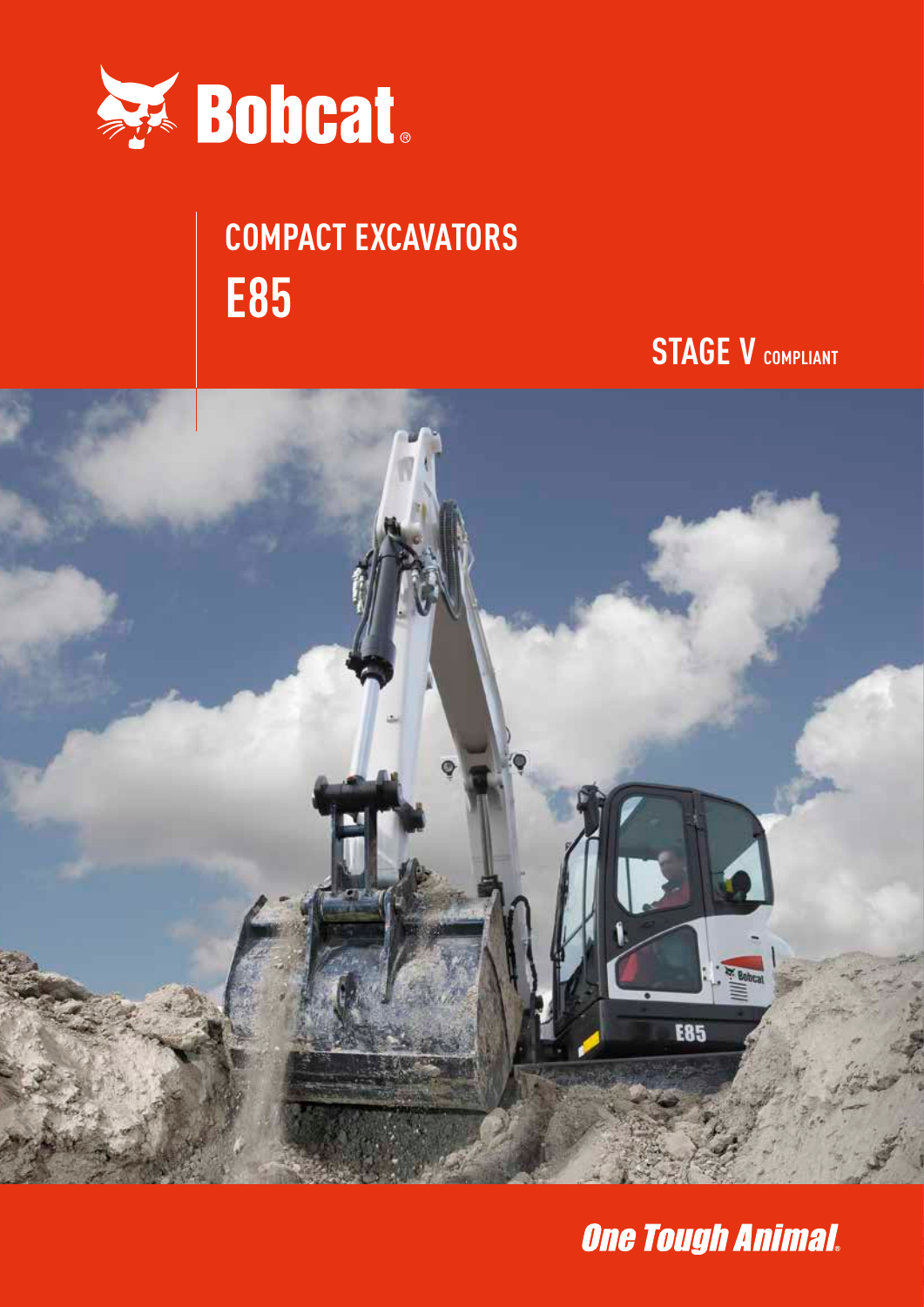Bobcat

# COMPACT EXCAVATORS

# E85

**STAGE V** COMPLIANT

*One Tough Animal.*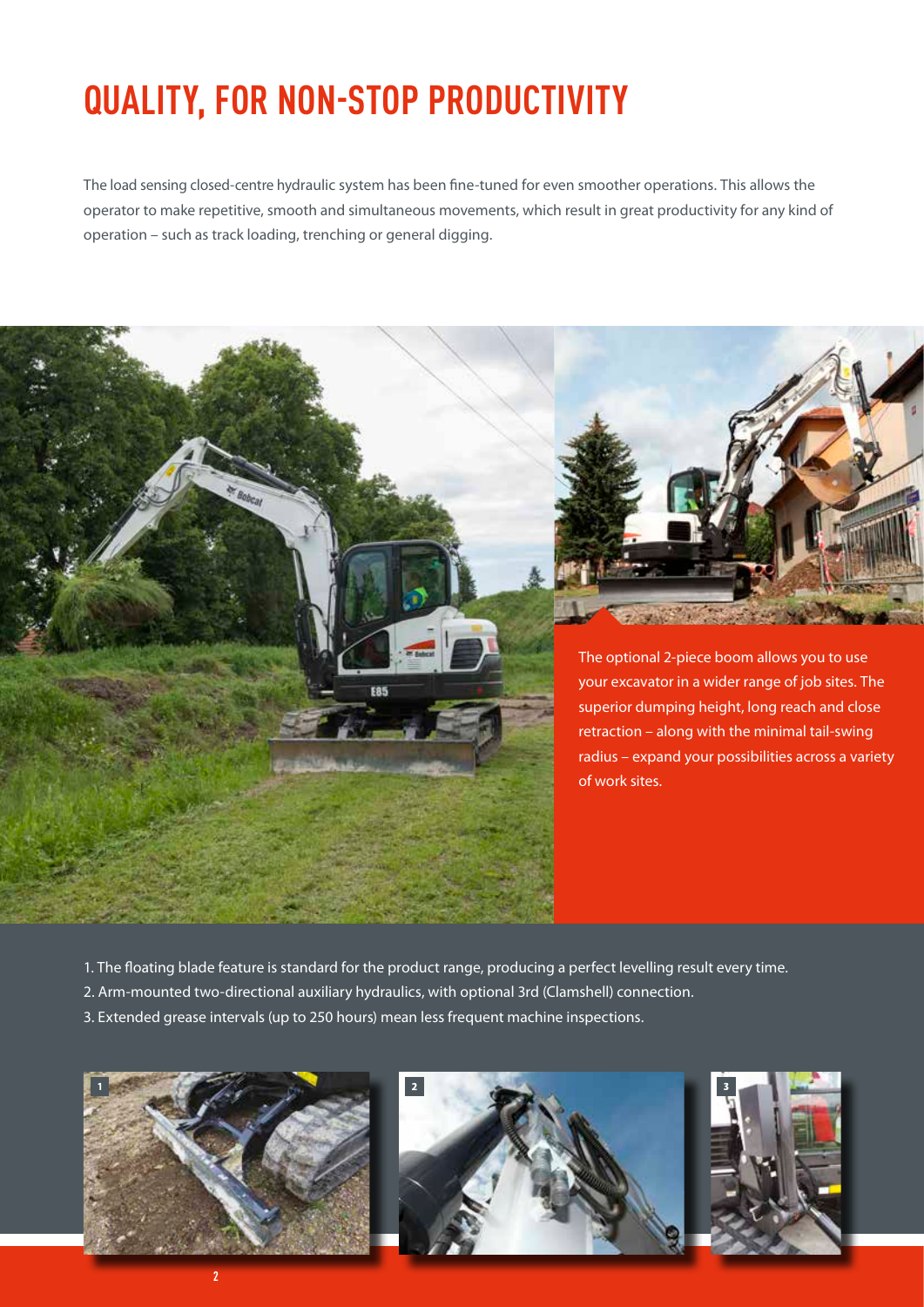# QUALITY, FOR NON-STOP PRODUCTIVITY

The load sensing closed-centre hydraulic system has been fine-tuned for even smoother operations. This allows the operator to make repetitive, smooth and simultaneous movements, which result in great productivity for any kind of operation – such as track loading, trenching or general digging.

The optional 2-piece boom allows you to use your excavator in a wider range of job sites. The superior dumping height, long reach and close retraction – along with the minimal tail-swing radius – expand your possibilities across a variety of work sites.

1. The floating blade feature is standard for the product range, producing a perfect levelling result every time.
2. Arm-mounted two-directional auxiliary hydraulics, with optional 3rd (Clamshell) connection.
3. Extended grease intervals (up to 250 hours) mean less frequent machine inspections.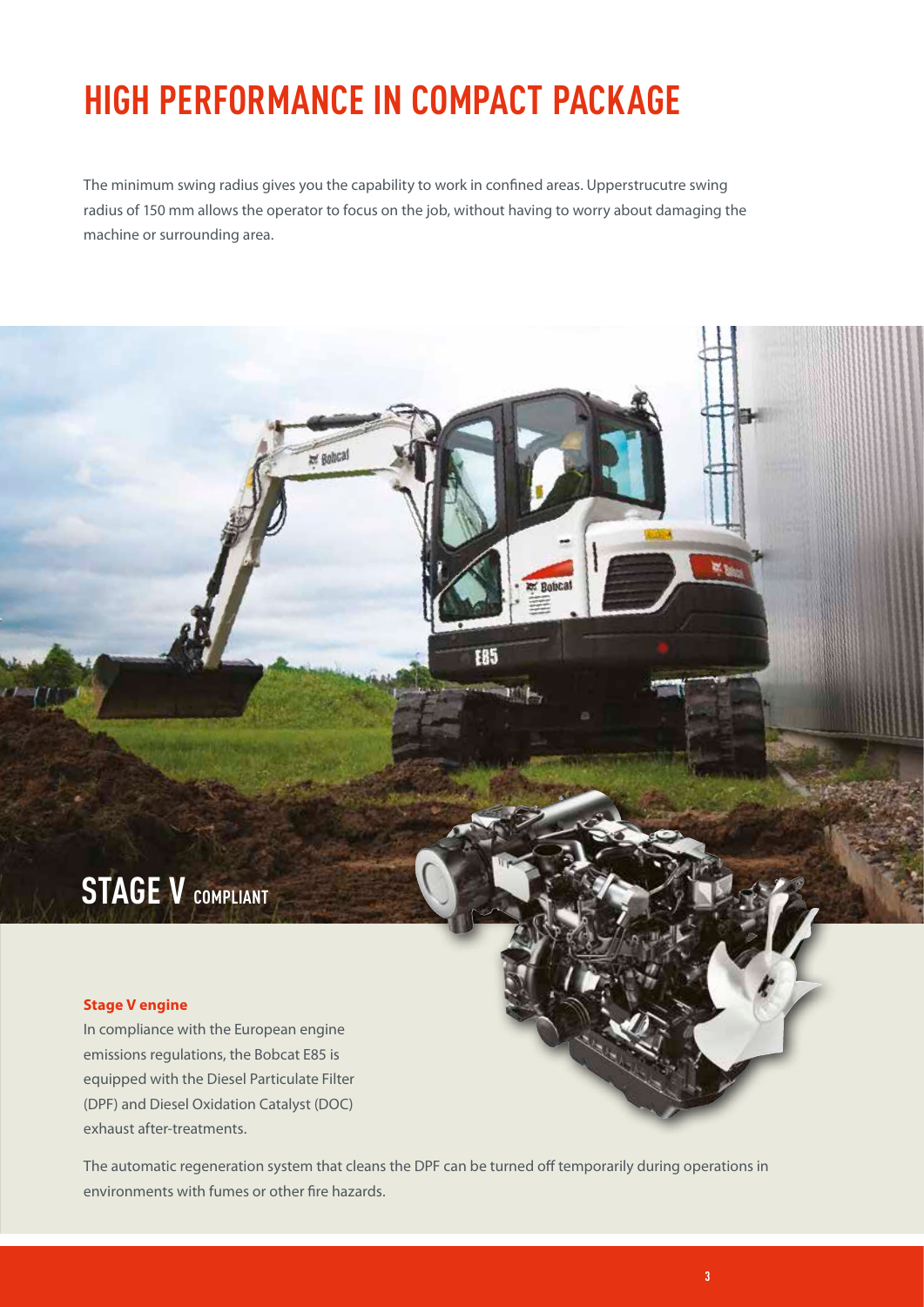# HIGH PERFORMANCE IN COMPACT PACKAGE

The minimum swing radius gives you the capability to work in confined areas. Upperstrucutre swing radius of 150 mm allows the operator to focus on the job, without having to worry about damaging the machine or surrounding area.

## STAGE V COMPLIANT

**Stage V engine**

In compliance with the European engine emissions regulations, the Bobcat E85 is equipped with the Diesel Particulate Filter (DPF) and Diesel Oxidation Catalyst (DOC) exhaust after-treatments.

The automatic regeneration system that cleans the DPF can be turned off temporarily during operations in environments with fumes or other fire hazards.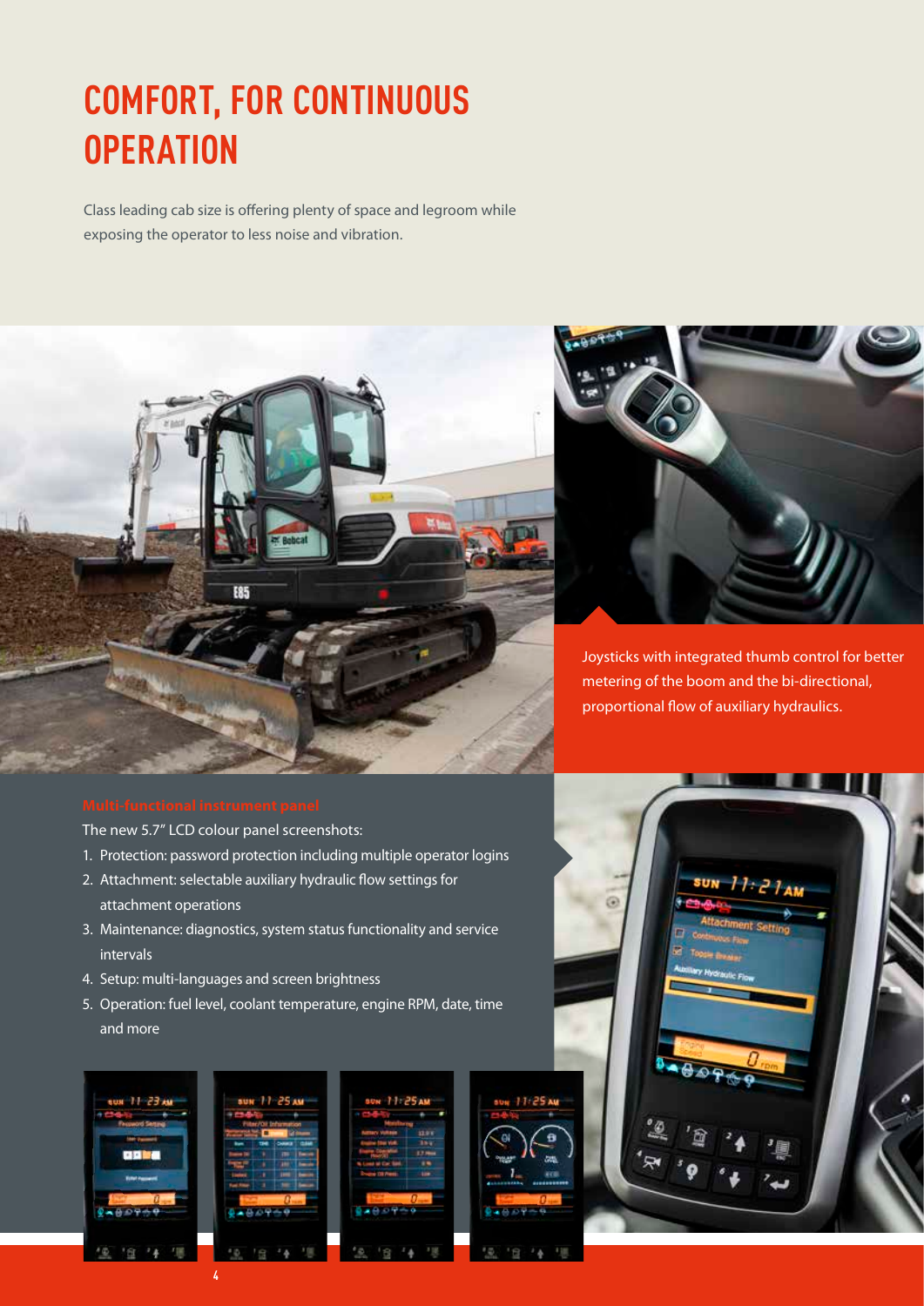# COMFORT, FOR CONTINUOUS OPERATION

Class leading cab size is offering plenty of space and legroom while exposing the operator to less noise and vibration.

Joysticks with integrated thumb control for better metering of the boom and the bi-directional, proportional flow of auxiliary hydraulics.

## Multi-functional instrument panel

The new 5.7" LCD colour panel screenshots:

1. Protection: password protection including multiple operator logins
2. Attachment: selectable auxiliary hydraulic flow settings for attachment operations
3. Maintenance: diagnostics, system status functionality and service intervals
4. Setup: multi-languages and screen brightness
5. Operation: fuel level, coolant temperature, engine RPM, date, time and more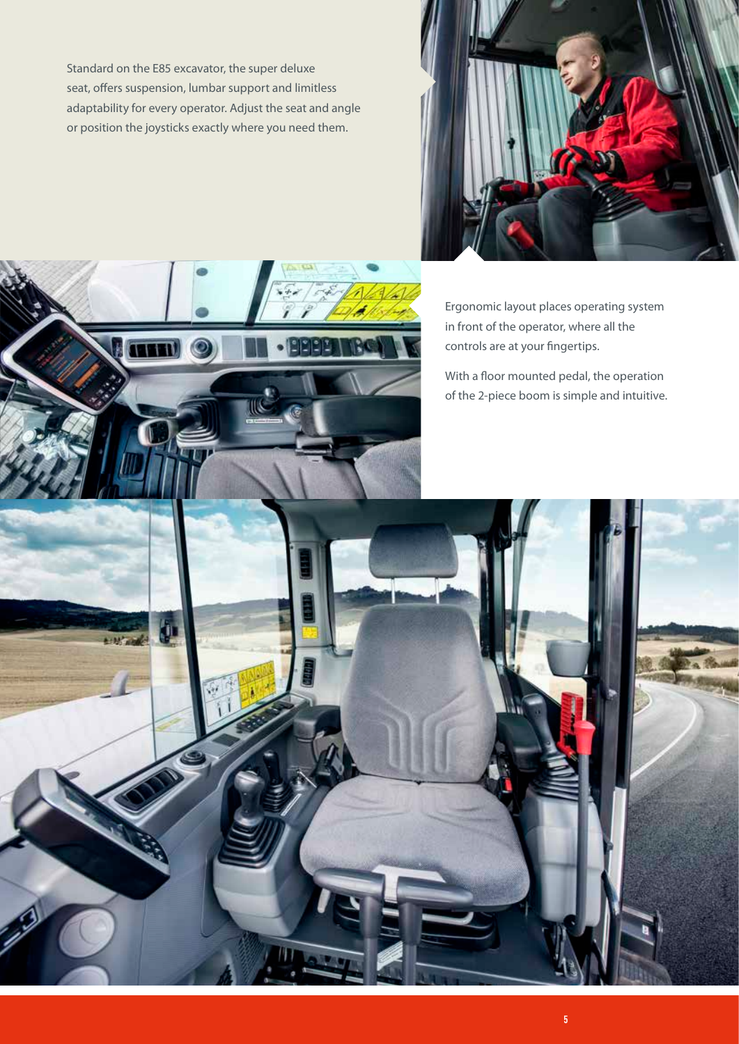Standard on the E85 excavator, the super deluxe seat, offers suspension, lumbar support and limitless adaptability for every operator. Adjust the seat and angle or position the joysticks exactly where you need them.

Ergonomic layout places operating system in front of the operator, where all the controls are at your fingertips.

With a floor mounted pedal, the operation of the 2-piece boom is simple and intuitive.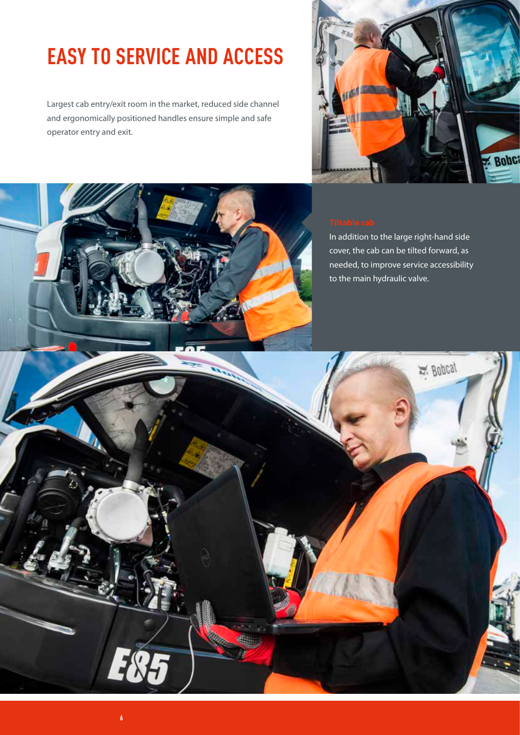# EASY TO SERVICE AND ACCESS

Largest cab entry/exit room in the market, reduced side channel and ergonomically positioned handles ensure simple and safe operator entry and exit.

### Tiltable cab

In addition to the large right-hand side cover, the cab can be tilted forward, as needed, to improve service accessibility to the main hydraulic valve.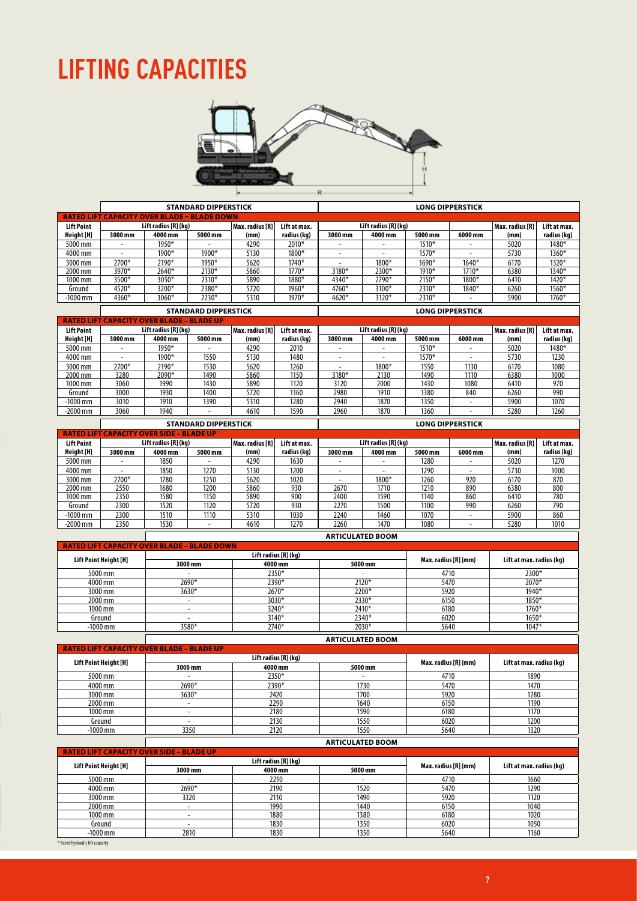# LIFTING CAPACITIES

H

R

| | STANDARD DIPPERSTICK | | | | | LONG DIPPERSTICK | | | | | |
|---|---|---|---|---|---|---|---|---|---|---|---|
| **RATED LIFT CAPACITY OVER BLADE – BLADE DOWN** | | | | | | | | | | | |
| **Lift Point Height [H]** | **Lift radius [R] (kg) 3000 mm** | **4000 mm** | **5000 mm** | **Max. radius [R] (mm)** | **Lift at max. radius (kg)** | **Lift radius [R] (kg) 3000 mm** | **4000 mm** | **5000 mm** | **6000 mm** | **Max. radius [R] (mm)** | **Lift at max. radius (kg)** |
| 5000 mm | - | 1950* | - | 4290 | 2010* | - | - | 1510* | - | 5020 | 1480* |
| 4000 mm | - | 1900* | 1900* | 5130 | 1800* | - | - | 1570* | - | 5730 | 1360* |
| 3000 mm | 2700* | 2190* | 1950* | 5620 | 1740* | - | 1800* | 1690* | 1640* | 6170 | 1320* |
| 2000 mm | 3970* | 2640* | 2130* | 5860 | 1770* | 3180* | 2300* | 1910* | 1710* | 6380 | 1340* |
| 1000 mm | 3500* | 3050* | 2310* | 5890 | 1880* | 4340* | 2790* | 2150* | 1800* | 6410 | 1420* |
| Ground | 4520* | 3200* | 2380* | 5720 | 1960* | 4760* | 3100* | 2310* | 1840* | 6260 | 1560* |
| -1000 mm | 4360* | 3060* | 2230* | 5310 | 1970* | 4620* | 3120* | 2310* | - | 5900 | 1760* |

| | STANDARD DIPPERSTICK | | | | | LONG DIPPERSTICK | | | | | |
|---|---|---|---|---|---|---|---|---|---|---|---|
| **RATED LIFT CAPACITY OVER BLADE – BLADE UP** | | | | | | | | | | | |
| **Lift Point Height [H]** | **Lift radius [R] (kg) 3000 mm** | **4000 mm** | **5000 mm** | **Max. radius [R] (mm)** | **Lift at max. radius (kg)** | **Lift radius [R] (kg) 3000 mm** | **4000 mm** | **5000 mm** | **6000 mm** | **Max. radius [R] (mm)** | **Lift at max. radius (kg)** |
| 5000 mm | - | 1950* | - | 4290 | 2010 | - | - | 1510* | - | 5020 | 1480* |
| 4000 mm | - | 1900* | 1550 | 5130 | 1480 | - | - | 1570* | - | 5730 | 1230 |
| 3000 mm | 2700* | 2190* | 1530 | 5620 | 1260 | - | 1800* | 1550 | 1130 | 6170 | 1080 |
| 2000 mm | 3280 | 2090* | 1490 | 5860 | 1150 | 3180* | 2130 | 1490 | 1110 | 6380 | 1000 |
| 1000 mm | 3060 | 1990 | 1430 | 5890 | 1120 | 3120 | 2000 | 1430 | 1080 | 6410 | 970 |
| Ground | 3000 | 1930 | 1400 | 5720 | 1160 | 2980 | 1910 | 1380 | 840 | 6260 | 990 |
| -1000 mm | 3010 | 1910 | 1390 | 5310 | 1280 | 2940 | 1870 | 1350 | - | 5900 | 1070 |
| -2000 mm | 3060 | 1940 | - | 4610 | 1590 | 2960 | 1870 | 1360 | - | 5280 | 1260 |

| | STANDARD DIPPERSTICK | | | | | LONG DIPPERSTICK | | | | | |
|---|---|---|---|---|---|---|---|---|---|---|---|
| **RATED LIFT CAPACITY OVER SIDE – BLADE UP** | | | | | | | | | | | |
| **Lift Point Height [H]** | **Lift radius [R] (kg) 3000 mm** | **4000 mm** | **5000 mm** | **Max. radius [R] (mm)** | **Lift at max. radius (kg)** | **Lift radius [R] (kg) 3000 mm** | **4000 mm** | **5000 mm** | **6000 mm** | **Max. radius [R] (mm)** | **Lift at max. radius (kg)** |
| 5000 mm | - | 1850 | - | 4290 | 1630 | - | - | 1280 | - | 5020 | 1270 |
| 4000 mm | - | 1850 | 1270 | 5130 | 1200 | - | - | 1290 | - | 5730 | 1000 |
| 3000 mm | 2700* | 1780 | 1250 | 5620 | 1020 | - | 1800* | 1260 | 920 | 6170 | 870 |
| 2000 mm | 2550 | 1680 | 1200 | 5860 | 930 | 2670 | 1710 | 1210 | 890 | 6380 | 800 |
| 1000 mm | 2350 | 1580 | 1150 | 5890 | 900 | 2400 | 1590 | 1140 | 860 | 6410 | 780 |
| Ground | 2300 | 1520 | 1120 | 5720 | 930 | 2270 | 1500 | 1100 | 990 | 6260 | 790 |
| -1000 mm | 2300 | 1510 | 1110 | 5310 | 1030 | 2240 | 1460 | 1070 | - | 5900 | 860 |
| -2000 mm | 2350 | 1530 | - | 4610 | 1270 | 2260 | 1470 | 1080 | - | 5280 | 1010 |

| | ARTICULATED BOOM | | | | |
|---|---|---|---|---|---|
| **RATED LIFT CAPACITY OVER BLADE – BLADE DOWN** | | | | | |
| **Lift Point Height [H]** | **Lift radius [R] (kg) 3000 mm** | **4000 mm** | **5000 mm** | **Max. radius [R] (mm)** | **Lift at max. radius (kg)** |
| 5000 mm | - | 2350* | - | 4710 | 2300* |
| 4000 mm | 2690* | 2390* | 2120* | 5470 | 2070* |
| 3000 mm | 3630* | 2670* | 2200* | 5920 | 1940* |
| 2000 mm | - | 3030* | 2330* | 6150 | 1850* |
| 1000 mm | - | 3240* | 2410* | 6180 | 1760* |
| Ground | - | 3140* | 2340* | 6020 | 1650* |
| -1000 mm | 3580* | 2740* | 2030* | 5640 | 1047* |

| | ARTICULATED BOOM | | | | |
|---|---|---|---|---|---|
| **RATED LIFT CAPACITY OVER BLADE – BLADE UP** | | | | | |
| **Lift Point Height [H]** | **Lift radius [R] (kg) 3000 mm** | **4000 mm** | **5000 mm** | **Max. radius [R] (mm)** | **Lift at max. radius (kg)** |
| 5000 mm | - | 2350* | - | 4710 | 1890 |
| 4000 mm | 2690* | 2390* | 1730 | 5470 | 1470 |
| 3000 mm | 3630* | 2420 | 1700 | 5920 | 1280 |
| 2000 mm | - | 2290 | 1640 | 6150 | 1190 |
| 1000 mm | - | 2180 | 1590 | 6180 | 1170 |
| Ground | - | 2130 | 1550 | 6020 | 1200 |
| -1000 mm | 3350 | 2120 | 1550 | 5640 | 1320 |

| | ARTICULATED BOOM | | | | |
|---|---|---|---|---|---|
| **RATED LIFT CAPACITY OVER SIDE – BLADE UP** | | | | | |
| **Lift Point Height [H]** | **Lift radius [R] (kg) 3000 mm** | **4000 mm** | **5000 mm** | **Max. radius [R] (mm)** | **Lift at max. radius (kg)** |
| 5000 mm | - | 2210 | - | 4710 | 1660 |
| 4000 mm | 2690* | 2190 | 1520 | 5470 | 1290 |
| 3000 mm | 3320 | 2110 | 1490 | 5920 | 1120 |
| 2000 mm | - | 1990 | 1440 | 6150 | 1040 |
| 1000 mm | - | 1880 | 1380 | 6180 | 1020 |
| Ground | - | 1830 | 1350 | 6020 | 1050 |
| -1000 mm | 2810 | 1830 | 1350 | 5640 | 1160 |

* Rated hydraulic lift capacity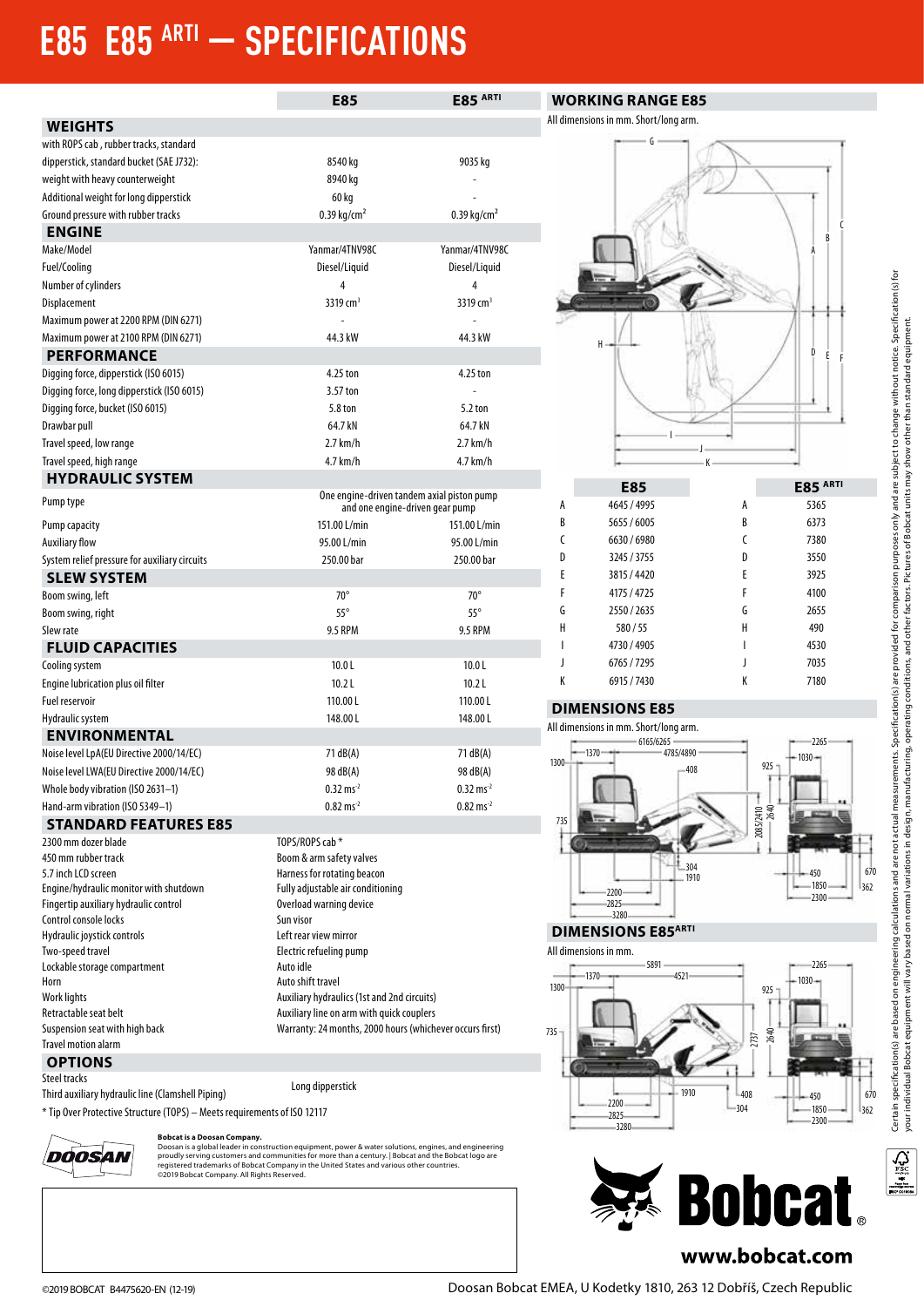# E85 E85 ARTI — SPECIFICATIONS

| | E85 | E85 ARTI |
|---|---|---|
| **WEIGHTS** | | |
| with ROPS cab , rubber tracks, standard dipperstick, standard bucket (SAE J732): | 8540 kg | 9035 kg |
| weight with heavy counterweight | 8940 kg | - |
| Additional weight for long dipperstick | 60 kg | - |
| Ground pressure with rubber tracks | 0.39 kg/cm² | 0.39 kg/cm² |
| **ENGINE** | | |
| Make/Model | Yanmar/4TNV98C | Yanmar/4TNV98C |
| Fuel/Cooling | Diesel/Liquid | Diesel/Liquid |
| Number of cylinders | 4 | 4 |
| Displacement | 3319 cm³ | 3319 cm³ |
| Maximum power at 2200 RPM (DIN 6271) | - | - |
| Maximum power at 2100 RPM (DIN 6271) | 44.3 kW | 44.3 kW |
| **PERFORMANCE** | | |
| Digging force, dipperstick (ISO 6015) | 4.25 ton | 4.25 ton |
| Digging force, long dipperstick (ISO 6015) | 3.57 ton | - |
| Digging force, bucket (ISO 6015) | 5.8 ton | 5.2 ton |
| Drawbar pull | 64.7 kN | 64.7 kN |
| Travel speed, low range | 2.7 km/h | 2.7 km/h |
| Travel speed, high range | 4.7 km/h | 4.7 km/h |
| **HYDRAULIC SYSTEM** | | |
| Pump type | One engine-driven tandem axial piston pump and one engine-driven gear pump | |
| Pump capacity | 151.00 L/min | 151.00 L/min |
| Auxiliary flow | 95.00 L/min | 95.00 L/min |
| System relief pressure for auxiliary circuits | 250.00 bar | 250.00 bar |
| **SLEW SYSTEM** | | |
| Boom swing, left | 70° | 70° |
| Boom swing, right | 55° | 55° |
| Slew rate | 9.5 RPM | 9.5 RPM |
| **FLUID CAPACITIES** | | |
| Cooling system | 10.0 L | 10.0 L |
| Engine lubrication plus oil filter | 10.2 L | 10.2 L |
| Fuel reservoir | 110.00 L | 110.00 L |
| Hydraulic system | 148.00 L | 148.00 L |
| **ENVIRONMENTAL** | | |
| Noise level LpA(EU Directive 2000/14/EC) | 71 dB(A) | 71 dB(A) |
| Noise level LWA(EU Directive 2000/14/EC) | 98 dB(A) | 98 dB(A) |
| Whole body vibration (ISO 2631–1) | 0.32 ms⁻² | 0.32 ms⁻² |
| Hand-arm vibration (ISO 5349–1) | 0.82 ms⁻² | 0.82 ms⁻² |

## STANDARD FEATURES E85

- 2300 mm dozer blade
- 450 mm rubber track
- 5.7 inch LCD screen
- Engine/hydraulic monitor with shutdown
- Fingertip auxiliary hydraulic control
- Control console locks
- Hydraulic joystick controls
- Two-speed travel
- Lockable storage compartment
- Horn
- Work lights
- Retractable seat belt
- Suspension seat with high back
- Travel motion alarm
- TOPS/ROPS cab *
- Boom & arm safety valves
- Harness for rotating beacon
- Fully adjustable air conditioning
- Overload warning device
- Sun visor
- Left rear view mirror
- Electric refueling pump
- Auto idle
- Auto shift travel
- Auxiliary hydraulics (1st and 2nd circuits)
- Auxiliary line on arm with quick couplers
- Warranty: 24 months, 2000 hours (whichever occurs first)

## OPTIONS

- Steel tracks
- Third auxiliary hydraulic line (Clamshell Piping)
- Long dipperstick

* Tip Over Protective Structure (TOPS) – Meets requirements of ISO 12117

**Bobcat is a Doosan Company.**
Doosan is a global leader in construction equipment, power & water solutions, engines, and engineering proudly serving customers and communities for more than a century. | Bobcat and the Bobcat logo are registered trademarks of Bobcat Company in the United States and various other countries.
©2019 Bobcat Company. All Rights Reserved.

## WORKING RANGE E85

All dimensions in mm. Short/long arm.

| | E85 | | E85 ARTI |
|---|---|---|---|
| A | 4645 / 4995 | A | 5365 |
| B | 5655 / 6005 | B | 6373 |
| C | 6630 / 6980 | C | 7380 |
| D | 3245 / 3755 | D | 3550 |
| E | 3815 / 4420 | E | 3925 |
| F | 4175 / 4725 | F | 4100 |
| G | 2550 / 2635 | G | 2655 |
| H | 580 / 55 | H | 490 |
| I | 4730 / 4905 | I | 4530 |
| J | 6765 / 7295 | J | 7035 |
| K | 6915 / 7430 | K | 7180 |

## DIMENSIONS E85

All dimensions in mm. Short/long arm.

6165/6265
1370
4785/4890
1300
408
735
304
1910
2200
2825
3280
2265
1030
925
2085/2410
2640
450
1850
2300
670
362

## DIMENSIONS E85ARTI

All dimensions in mm.

5891
1370
4521
1300
735
1910
408
304
2200
2825
3280
2265
1030
925
2737
2640
450
1850
2300
670
362

Certain specification(s) are based on engineering calculations and are not actual measurements. Specification(s) are provided for comparison purposes only and are subject to change without notice. Specification(s) for your individual Bobcat equipment will vary based on normal variations in design, manufacturing, operating conditions, and other factors. Pictures of Bobcat units may show other than standard equipment.

www.bobcat.com

©2019 BOBCAT B4475620-EN (12-19)

Doosan Bobcat EMEA, U Kodetky 1810, 263 12 Dobříš, Czech Republic